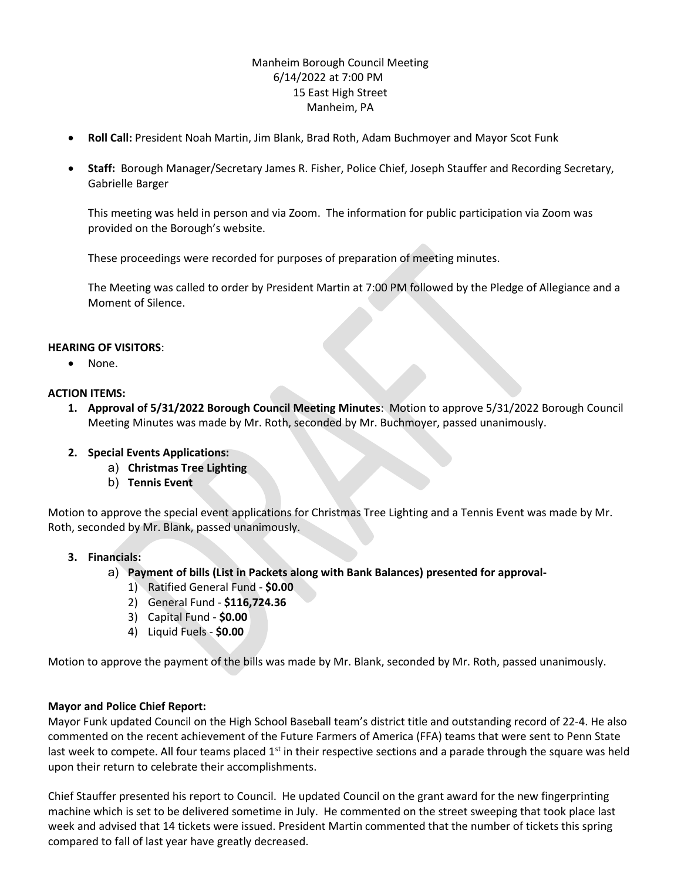Manheim Borough Council Meeting
6/14/2022 at 7:00 PM
15 East High Street
Manheim, PA

- **Roll Call:** President Noah Martin, Jim Blank, Brad Roth, Adam Buchmoyer and Mayor Scot Funk
- **Staff:** Borough Manager/Secretary James R. Fisher, Police Chief, Joseph Stauffer and Recording Secretary, Gabrielle Barger

  This meeting was held in person and via Zoom. The information for public participation via Zoom was provided on the Borough's website.

  These proceedings were recorded for purposes of preparation of meeting minutes.

  The Meeting was called to order by President Martin at 7:00 PM followed by the Pledge of Allegiance and a Moment of Silence.

**HEARING OF VISITORS**:

- None.

**ACTION ITEMS:**

1. **Approval of 5/31/2022 Borough Council Meeting Minutes**: Motion to approve 5/31/2022 Borough Council Meeting Minutes was made by Mr. Roth, seconded by Mr. Buchmoyer, passed unanimously.

2. **Special Events Applications:**
   a) **Christmas Tree Lighting**
   b) **Tennis Event**

Motion to approve the special event applications for Christmas Tree Lighting and a Tennis Event was made by Mr. Roth, seconded by Mr. Blank, passed unanimously.

3. **Financials:**
   a) **Payment of bills (List in Packets along with Bank Balances) presented for approval-**
      1) Ratified General Fund - **$0.00**
      2) General Fund - **$116,724.36**
      3) Capital Fund - **$0.00**
      4) Liquid Fuels - **$0.00**

Motion to approve the payment of the bills was made by Mr. Blank, seconded by Mr. Roth, passed unanimously.

**Mayor and Police Chief Report:**

Mayor Funk updated Council on the High School Baseball team's district title and outstanding record of 22-4. He also commented on the recent achievement of the Future Farmers of America (FFA) teams that were sent to Penn State last week to compete. All four teams placed 1st in their respective sections and a parade through the square was held upon their return to celebrate their accomplishments.

Chief Stauffer presented his report to Council. He updated Council on the grant award for the new fingerprinting machine which is set to be delivered sometime in July. He commented on the street sweeping that took place last week and advised that 14 tickets were issued. President Martin commented that the number of tickets this spring compared to fall of last year have greatly decreased.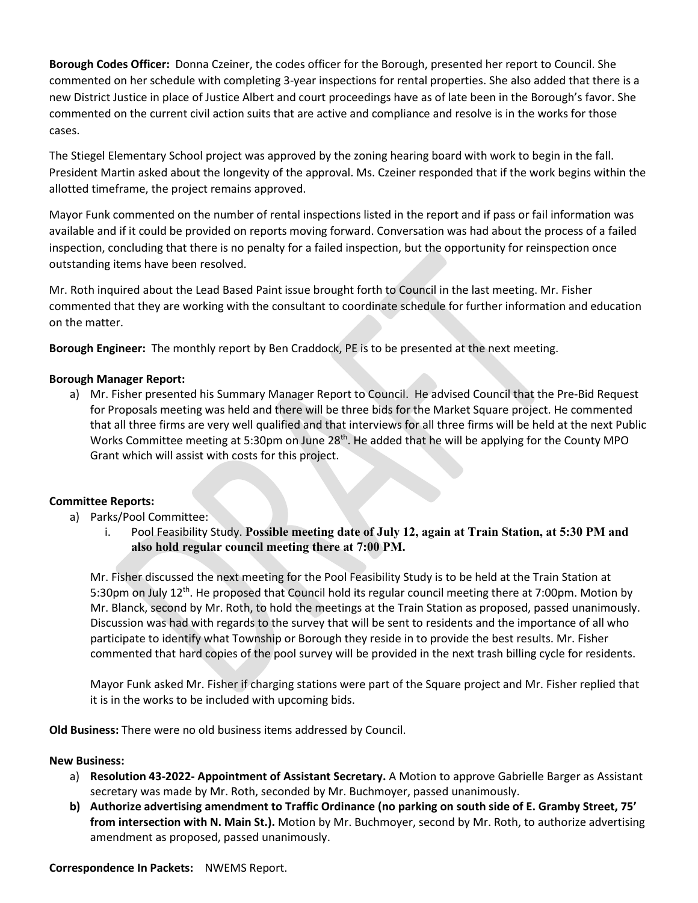**Borough Codes Officer:** Donna Czeiner, the codes officer for the Borough, presented her report to Council. She commented on her schedule with completing 3-year inspections for rental properties. She also added that there is a new District Justice in place of Justice Albert and court proceedings have as of late been in the Borough's favor. She commented on the current civil action suits that are active and compliance and resolve is in the works for those cases.

The Stiegel Elementary School project was approved by the zoning hearing board with work to begin in the fall. President Martin asked about the longevity of the approval. Ms. Czeiner responded that if the work begins within the allotted timeframe, the project remains approved.

Mayor Funk commented on the number of rental inspections listed in the report and if pass or fail information was available and if it could be provided on reports moving forward. Conversation was had about the process of a failed inspection, concluding that there is no penalty for a failed inspection, but the opportunity for reinspection once outstanding items have been resolved.

Mr. Roth inquired about the Lead Based Paint issue brought forth to Council in the last meeting. Mr. Fisher commented that they are working with the consultant to coordinate schedule for further information and education on the matter.

**Borough Engineer:** The monthly report by Ben Craddock, PE is to be presented at the next meeting.

**Borough Manager Report:**

a) Mr. Fisher presented his Summary Manager Report to Council. He advised Council that the Pre-Bid Request for Proposals meeting was held and there will be three bids for the Market Square project. He commented that all three firms are very well qualified and that interviews for all three firms will be held at the next Public Works Committee meeting at 5:30pm on June 28th. He added that he will be applying for the County MPO Grant which will assist with costs for this project.

**Committee Reports:**

a) Parks/Pool Committee:
   i. Pool Feasibility Study. **Possible meeting date of July 12, again at Train Station, at 5:30 PM and also hold regular council meeting there at 7:00 PM.**

Mr. Fisher discussed the next meeting for the Pool Feasibility Study is to be held at the Train Station at 5:30pm on July 12th. He proposed that Council hold its regular council meeting there at 7:00pm. Motion by Mr. Blanck, second by Mr. Roth, to hold the meetings at the Train Station as proposed, passed unanimously. Discussion was had with regards to the survey that will be sent to residents and the importance of all who participate to identify what Township or Borough they reside in to provide the best results. Mr. Fisher commented that hard copies of the pool survey will be provided in the next trash billing cycle for residents.

Mayor Funk asked Mr. Fisher if charging stations were part of the Square project and Mr. Fisher replied that it is in the works to be included with upcoming bids.

**Old Business:** There were no old business items addressed by Council.

**New Business:**

a) **Resolution 43-2022- Appointment of Assistant Secretary.** A Motion to approve Gabrielle Barger as Assistant secretary was made by Mr. Roth, seconded by Mr. Buchmoyer, passed unanimously.
b) **Authorize advertising amendment to Traffic Ordinance (no parking on south side of E. Gramby Street, 75' from intersection with N. Main St.).** Motion by Mr. Buchmoyer, second by Mr. Roth, to authorize advertising amendment as proposed, passed unanimously.

**Correspondence In Packets:** NWEMS Report.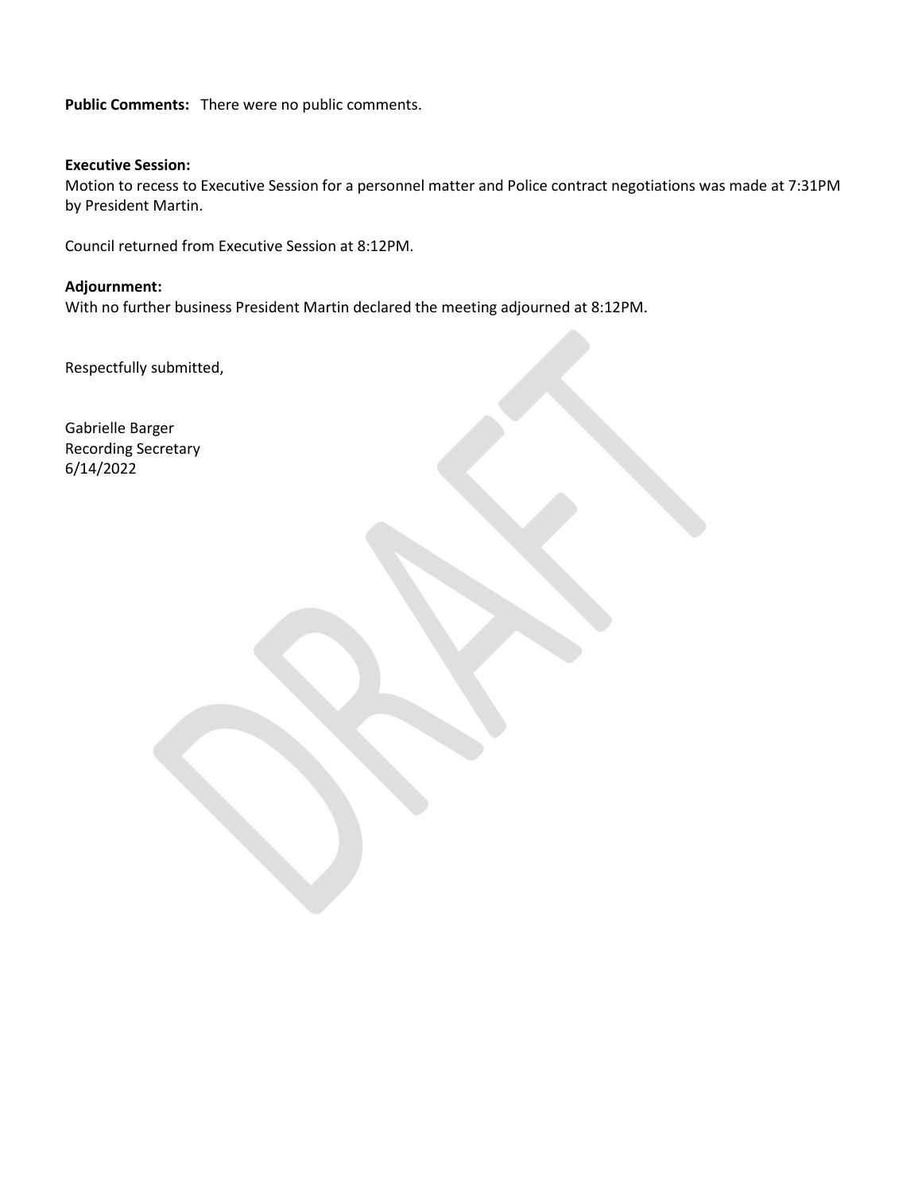**Public Comments:** There were no public comments.

**Executive Session:**
Motion to recess to Executive Session for a personnel matter and Police contract negotiations was made at 7:31PM by President Martin.

Council returned from Executive Session at 8:12PM.

**Adjournment:**
With no further business President Martin declared the meeting adjourned at 8:12PM.

Respectfully submitted,

Gabrielle Barger
Recording Secretary
6/14/2022